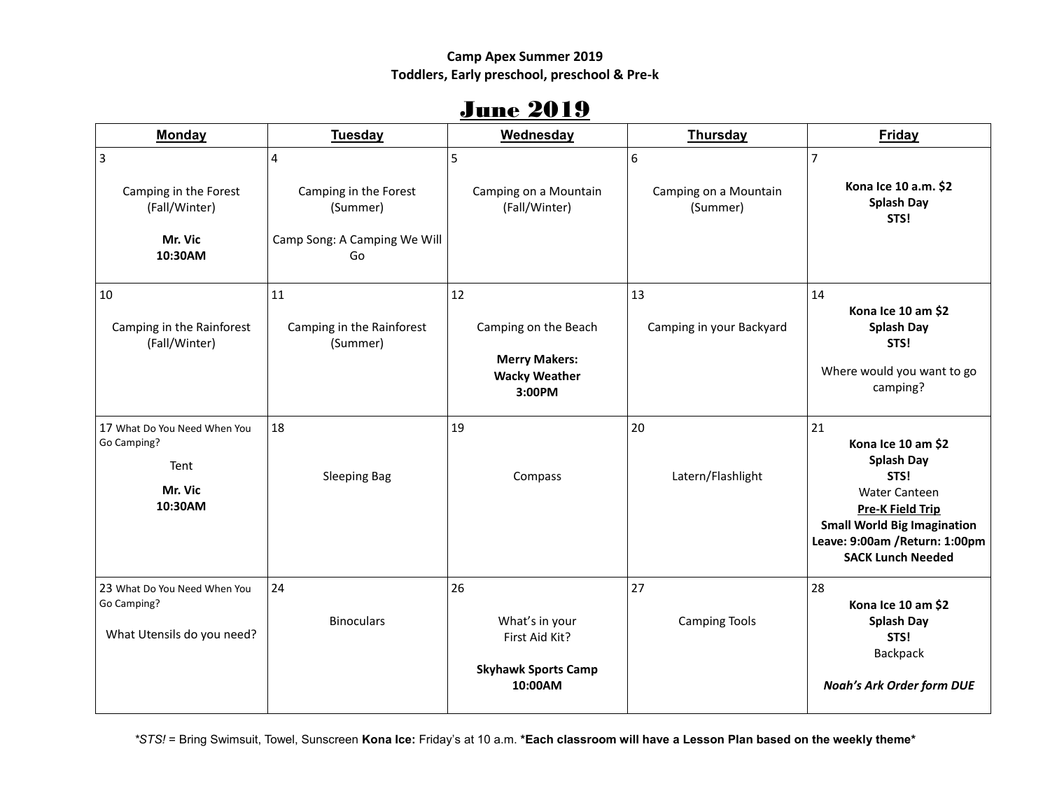**Camp Apex Summer 2019**
**Toddlers, Early preschool, preschool & Pre-k**

# June 2019

| Monday | Tuesday | Wednesday | Thursday | Friday |
|---|---|---|---|---|
| 3<br><br>Camping in the Forest (Fall/Winter)<br><br>**Mr. Vic 10:30AM** | 4<br><br>Camping in the Forest (Summer)<br><br>Camp Song: A Camping We Will Go | 5<br><br>Camping on a Mountain (Fall/Winter) | 6<br><br>Camping on a Mountain (Summer) | 7<br><br>**Kona Ice 10 a.m. $2**<br>**Splash Day**<br>**STS!** |
| 10<br><br>Camping in the Rainforest (Fall/Winter) | 11<br><br>Camping in the Rainforest (Summer) | 12<br><br>Camping on the Beach<br><br>**Merry Makers: Wacky Weather 3:00PM** | 13<br><br>Camping in your Backyard | 14<br>**Kona Ice 10 am $2**<br>**Splash Day**<br>**STS!**<br><br>Where would you want to go camping? |
| 17 What Do You Need When You Go Camping?<br><br>Tent<br><br>**Mr. Vic 10:30AM** | 18<br><br>Sleeping Bag | 19<br><br>Compass | 20<br><br>Latern/Flashlight | 21<br>**Kona Ice 10 am $2**<br>**Splash Day**<br>**STS!**<br>Water Canteen<br>**<u>Pre-K Field Trip</u>**<br>**Small World Big Imagination**<br>**Leave: 9:00am /Return: 1:00pm**<br>**SACK Lunch Needed** |
| 23 What Do You Need When You Go Camping?<br><br>What Utensils do you need? | 24<br><br>Binoculars | 26<br><br>What's in your First Aid Kit?<br><br>**Skyhawk Sports Camp 10:00AM** | 27<br><br>Camping Tools | 28<br>**Kona Ice 10 am $2**<br>**Splash Day**<br>**STS!**<br>Backpack<br><br>***Noah's Ark Order form DUE*** |

**STS!* = Bring Swimsuit, Towel, Sunscreen **Kona Ice:** Friday's at 10 a.m. ***Each classroom will have a Lesson Plan based on the weekly theme***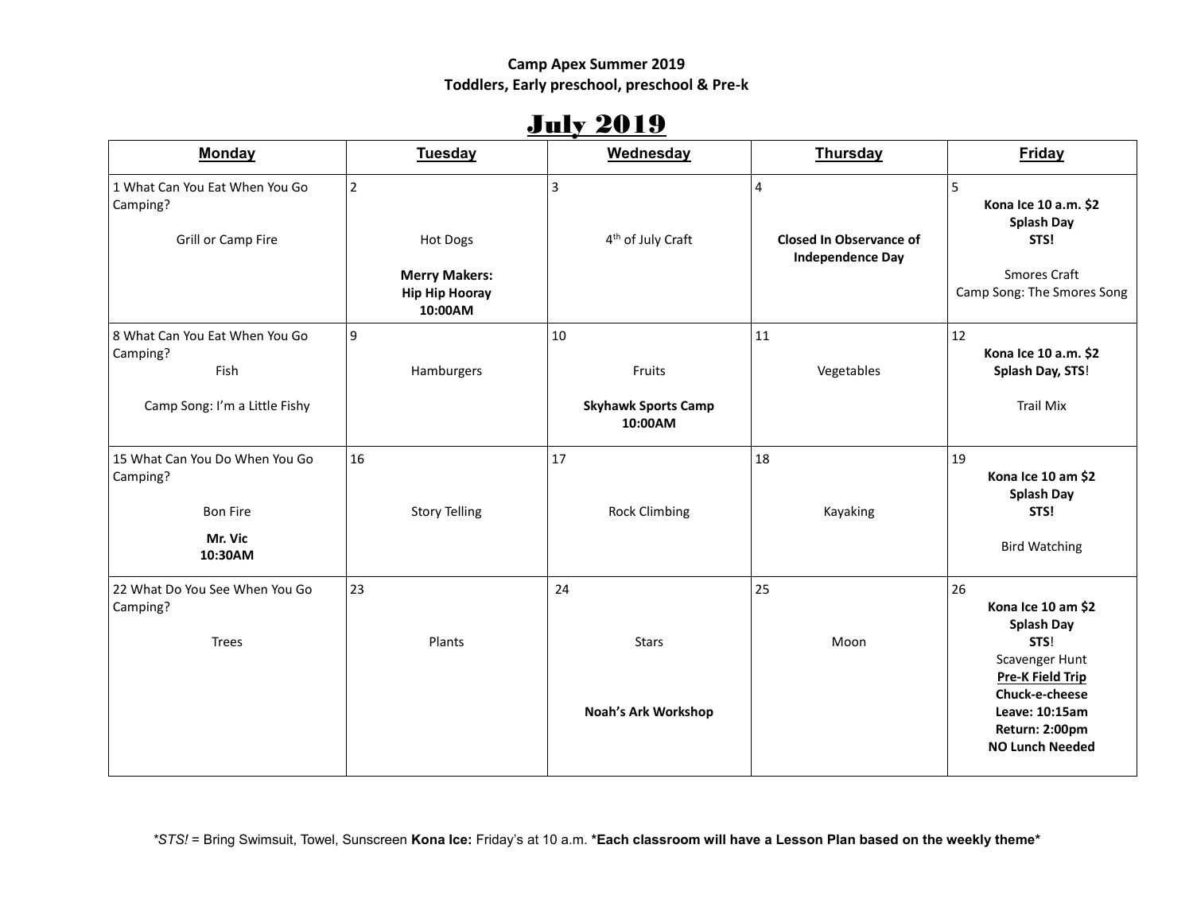**Camp Apex Summer 2019**
**Toddlers, Early preschool, preschool & Pre-k**

# July 2019

| Monday | Tuesday | Wednesday | Thursday | Friday |
|---|---|---|---|---|
| 1 What Can You Eat When You Go Camping?<br><br>Grill or Camp Fire | 2<br><br>Hot Dogs<br><br>**Merry Makers: Hip Hip Hooray 10:00AM** | 3<br><br>4th of July Craft | 4<br><br>**Closed In Observance of Independence Day** | 5<br>**Kona Ice 10 a.m. $2**<br>**Splash Day**<br>**STS!**<br><br>Smores Craft<br>Camp Song: The Smores Song |
| 8 What Can You Eat When You Go Camping?<br>Fish<br><br>Camp Song: I'm a Little Fishy | 9<br><br>Hamburgers | 10<br><br>Fruits<br><br>**Skyhawk Sports Camp 10:00AM** | 11<br><br>Vegetables | 12<br>**Kona Ice 10 a.m. $2**<br>**Splash Day, STS!**<br><br>Trail Mix |
| 15 What Can You Do When You Go Camping?<br><br>Bon Fire<br><br>**Mr. Vic 10:30AM** | 16<br><br>Story Telling | 17<br><br>Rock Climbing | 18<br><br>Kayaking | 19<br>**Kona Ice 10 am $2**<br>**Splash Day**<br>**STS!**<br><br>Bird Watching |
| 22 What Do You See When You Go Camping?<br><br>Trees | 23<br><br>Plants | 24<br><br>Stars<br><br>**Noah's Ark Workshop** | 25<br><br>Moon | 26<br>**Kona Ice 10 am $2**<br>**Splash Day**<br>**STS!**<br>Scavenger Hunt<br>**Pre-K Field Trip**<br>**Chuck-e-cheese**<br>**Leave: 10:15am**<br>**Return: 2:00pm**<br>**NO Lunch Needed** |

*STS! = Bring Swimsuit, Towel, Sunscreen **Kona Ice:** Friday's at 10 a.m. **\*Each classroom will have a Lesson Plan based on the weekly theme\***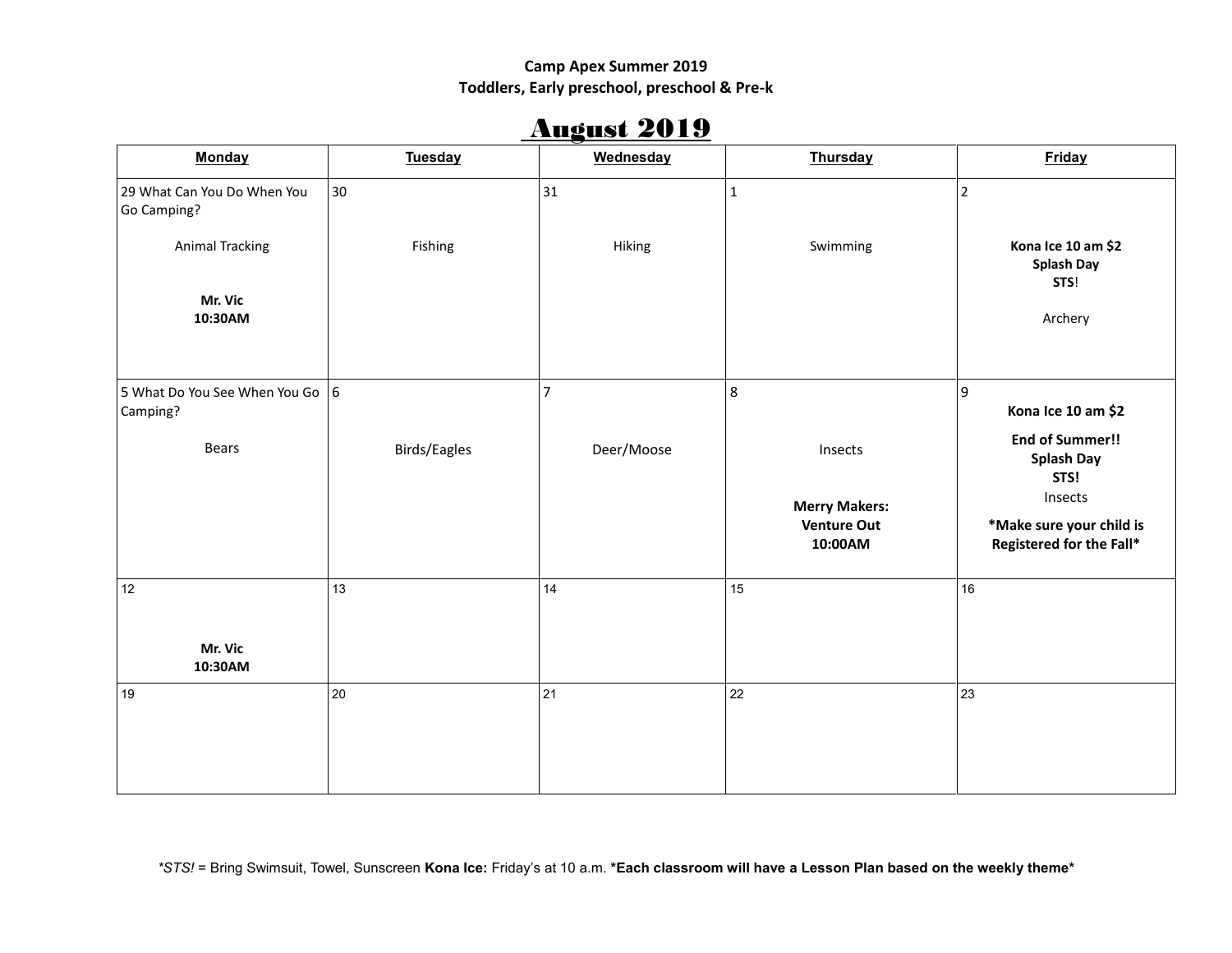**Camp Apex Summer 2019**
**Toddlers, Early preschool, preschool & Pre-k**

# August 2019

| Monday | Tuesday | Wednesday | Thursday | Friday |
|---|---|---|---|---|
| 29 What Can You Do When You Go Camping?<br>Animal Tracking<br>**Mr. Vic 10:30AM** | 30<br>Fishing | 31<br>Hiking | 1<br>Swimming | 2<br>**Kona Ice 10 am $2**<br>**Splash Day**<br>**STS**!<br>Archery |
| 5 What Do You See When You Go Camping?<br>Bears | 6<br>Birds/Eagles | 7<br>Deer/Moose | 8<br>Insects<br>**Merry Makers: Venture Out 10:00AM** | 9<br>**Kona Ice 10 am $2**<br>**End of Summer!!**<br>**Splash Day**<br>**STS!**<br>Insects<br>**\*Make sure your child is Registered for the Fall\*** |
| 12<br>**Mr. Vic 10:30AM** | 13 | 14 | 15 | 16 |
| 19 | 20 | 21 | 22 | 23 |

*\*STS!* = Bring Swimsuit, Towel, Sunscreen **Kona Ice:** Friday's at 10 a.m. **\*Each classroom will have a Lesson Plan based on the weekly theme\***